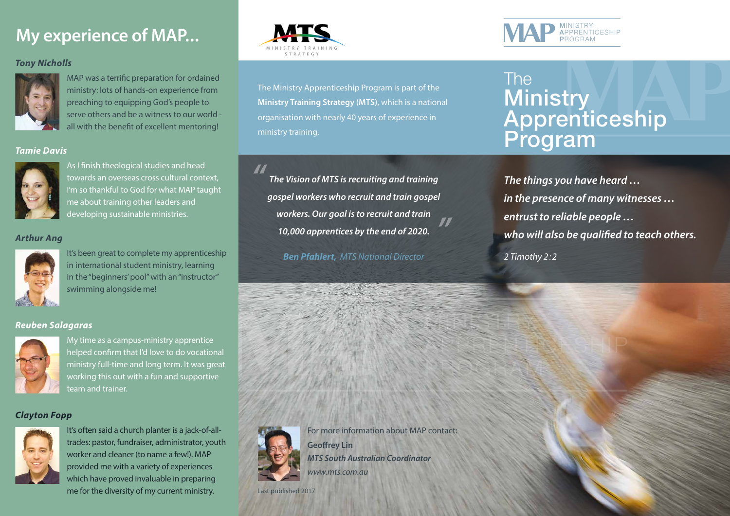# My experience of MAP...

***Tony Nicholls***

MAP was a terrific preparation for ordained ministry: lots of hands-on experience from preaching to equipping God's people to serve others and be a witness to our world - all with the benefit of excellent mentoring!

***Tamie Davis***

As I finish theological studies and head towards an overseas cross cultural context, I'm so thankful to God for what MAP taught me about training other leaders and developing sustainable ministries.

***Arthur Ang***

It's been great to complete my apprenticeship in international student ministry, learning in the "beginners' pool" with an "instructor" swimming alongside me!

***Reuben Salagaras***

My time as a campus-ministry apprentice helped confirm that I'd love to do vocational ministry full-time and long term. It was great working this out with a fun and supportive team and trainer.

***Clayton Fopp***

It's often said a church planter is a jack-of-all-trades: pastor, fundraiser, administrator, youth worker and cleaner (to name a few!). MAP provided me with a variety of experiences which have proved invaluable in preparing me for the diversity of my current ministry.

MTS
MINISTRY TRAINING STRATEGY

The Ministry Apprenticeship Program is part of the **Ministry Training Strategy (MTS)**, which is a national organisation with nearly 40 years of experience in ministry training.

> ***"The Vision of MTS is recruiting and training gospel workers who recruit and train gospel workers. Our goal is to recruit and train 10,000 apprentices by the end of 2020."***
>
> ***Ben Pfahlert,*** *MTS National Director*

For more information about MAP contact:

**Geoffrey Lin**

***MTS South Australian Coordinator***

*www.mts.com.au*

Last published 2017

MAP MINISTRY APPRENTICESHIP PROGRAM

# The Ministry Apprenticeship Program

***The things you have heard …***
***in the presence of many witnesses …***
***entrust to reliable people …***
***who will also be qualified to teach others.***

*2 Timothy 2:2*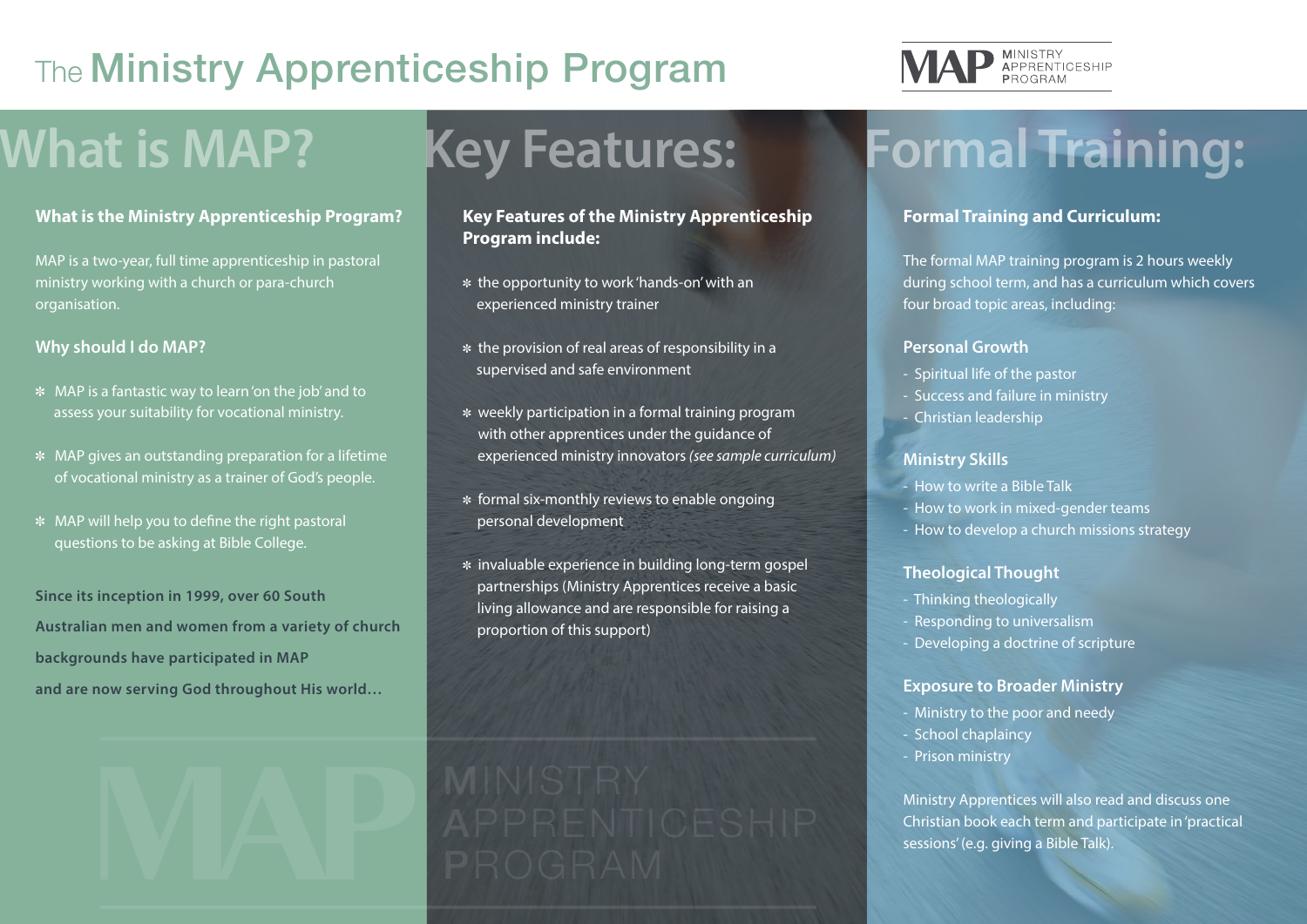# The Ministry Apprenticeship Program

MAP MINISTRY APPRENTICESHIP PROGRAM

## What is MAP?

### What is the Ministry Apprenticeship Program?

MAP is a two-year, full time apprenticeship in pastoral ministry working with a church or para-church organisation.

### Why should I do MAP?

- MAP is a fantastic way to learn 'on the job' and to assess your suitability for vocational ministry.
- MAP gives an outstanding preparation for a lifetime of vocational ministry as a trainer of God's people.
- MAP will help you to define the right pastoral questions to be asking at Bible College.

**Since its inception in 1999, over 60 South Australian men and women from a variety of church backgrounds have participated in MAP and are now serving God throughout His world…**

## Key Features:

### Key Features of the Ministry Apprenticeship Program include:

- the opportunity to work 'hands-on' with an experienced ministry trainer
- the provision of real areas of responsibility in a supervised and safe environment
- weekly participation in a formal training program with other apprentices under the guidance of experienced ministry innovators *(see sample curriculum)*
- formal six-monthly reviews to enable ongoing personal development
- invaluable experience in building long-term gospel partnerships (Ministry Apprentices receive a basic living allowance and are responsible for raising a proportion of this support)

MAP MINISTRY APPRENTICESHIP PROGRAM

## Formal Training:

### Formal Training and Curriculum:

The formal MAP training program is 2 hours weekly during school term, and has a curriculum which covers four broad topic areas, including:

### Personal Growth

- Spiritual life of the pastor
- Success and failure in ministry
- Christian leadership

### Ministry Skills

- How to write a Bible Talk
- How to work in mixed-gender teams
- How to develop a church missions strategy

### Theological Thought

- Thinking theologically
- Responding to universalism
- Developing a doctrine of scripture

### Exposure to Broader Ministry

- Ministry to the poor and needy
- School chaplaincy
- Prison ministry

Ministry Apprentices will also read and discuss one Christian book each term and participate in 'practical sessions' (e.g. giving a Bible Talk).